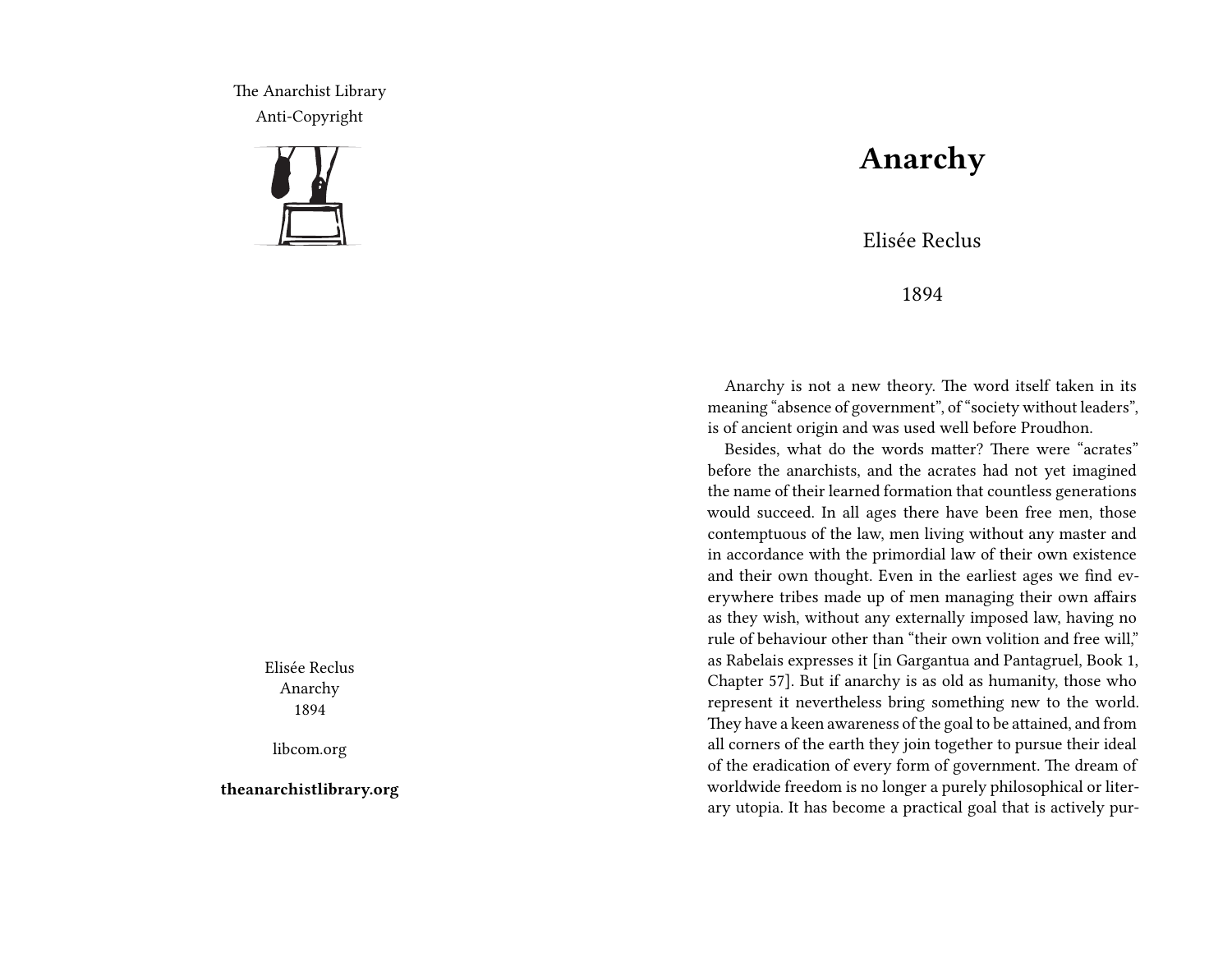The Anarchist Library
Anti-Copyright

Elisée Reclus
Anarchy
1894

libcom.org

**theanarchistlibrary.org**

# Anarchy

Elisée Reclus

1894

Anarchy is not a new theory. The word itself taken in its meaning "absence of government", of "society without leaders", is of ancient origin and was used well before Proudhon.

Besides, what do the words matter? There were "acrates" before the anarchists, and the acrates had not yet imagined the name of their learned formation that countless generations would succeed. In all ages there have been free men, those contemptuous of the law, men living without any master and in accordance with the primordial law of their own existence and their own thought. Even in the earliest ages we find everywhere tribes made up of men managing their own affairs as they wish, without any externally imposed law, having no rule of behaviour other than "their own volition and free will," as Rabelais expresses it [in Gargantua and Pantagruel, Book 1, Chapter 57]. But if anarchy is as old as humanity, those who represent it nevertheless bring something new to the world. They have a keen awareness of the goal to be attained, and from all corners of the earth they join together to pursue their ideal of the eradication of every form of government. The dream of worldwide freedom is no longer a purely philosophical or literary utopia. It has become a practical goal that is actively pur-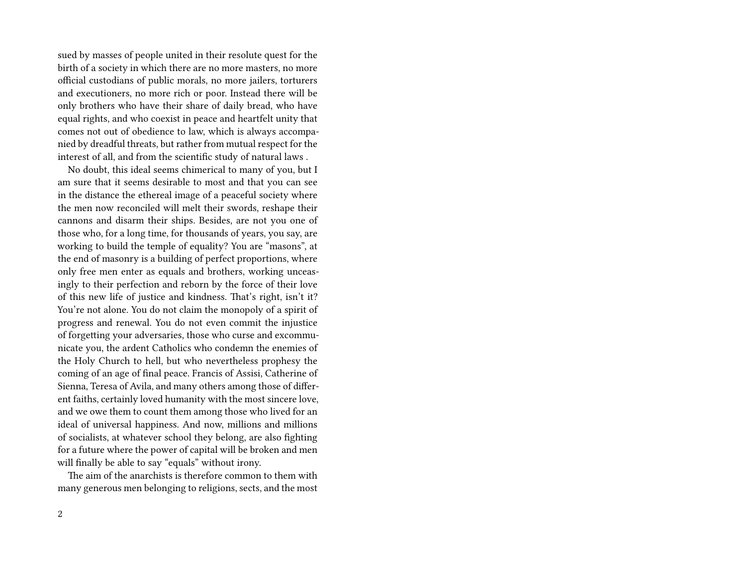sued by masses of people united in their resolute quest for the birth of a society in which there are no more masters, no more official custodians of public morals, no more jailers, torturers and executioners, no more rich or poor. Instead there will be only brothers who have their share of daily bread, who have equal rights, and who coexist in peace and heartfelt unity that comes not out of obedience to law, which is always accompanied by dreadful threats, but rather from mutual respect for the interest of all, and from the scientific study of natural laws .

No doubt, this ideal seems chimerical to many of you, but I am sure that it seems desirable to most and that you can see in the distance the ethereal image of a peaceful society where the men now reconciled will melt their swords, reshape their cannons and disarm their ships. Besides, are not you one of those who, for a long time, for thousands of years, you say, are working to build the temple of equality? You are "masons", at the end of masonry is a building of perfect proportions, where only free men enter as equals and brothers, working unceasingly to their perfection and reborn by the force of their love of this new life of justice and kindness. That's right, isn't it? You're not alone. You do not claim the monopoly of a spirit of progress and renewal. You do not even commit the injustice of forgetting your adversaries, those who curse and excommunicate you, the ardent Catholics who condemn the enemies of the Holy Church to hell, but who nevertheless prophesy the coming of an age of final peace. Francis of Assisi, Catherine of Sienna, Teresa of Avila, and many others among those of different faiths, certainly loved humanity with the most sincere love, and we owe them to count them among those who lived for an ideal of universal happiness. And now, millions and millions of socialists, at whatever school they belong, are also fighting for a future where the power of capital will be broken and men will finally be able to say "equals" without irony.

The aim of the anarchists is therefore common to them with many generous men belonging to religions, sects, and the most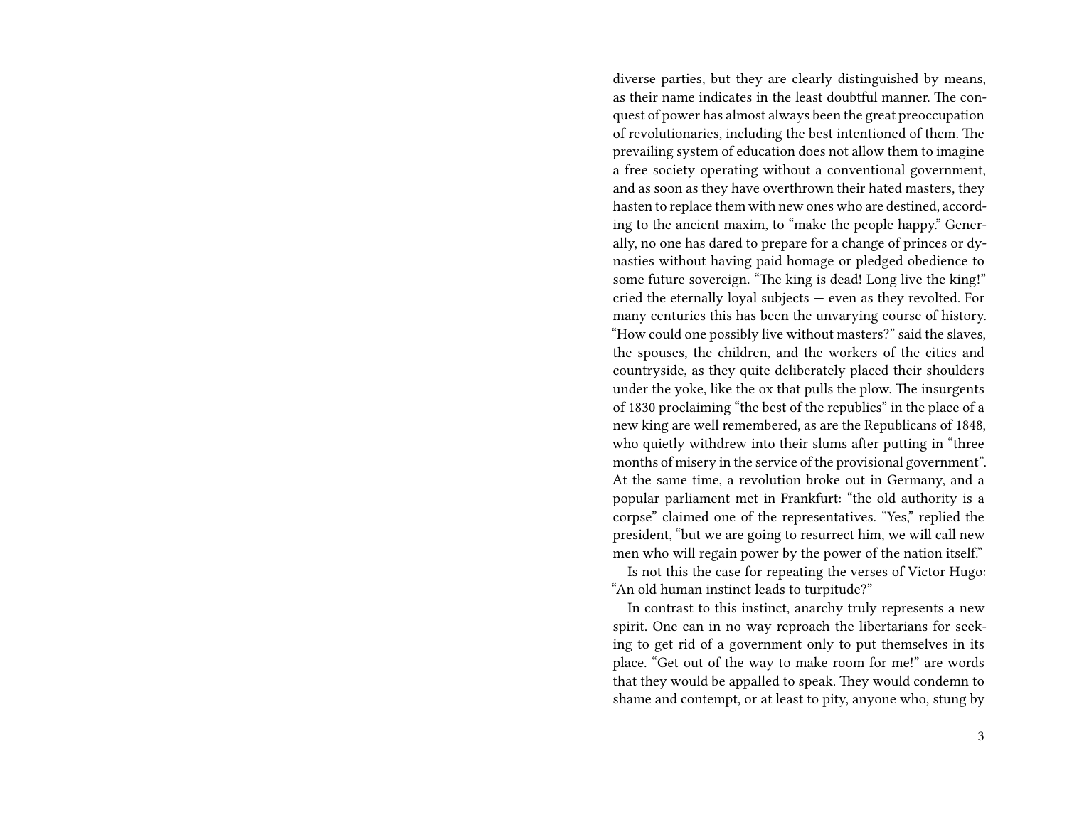diverse parties, but they are clearly distinguished by means, as their name indicates in the least doubtful manner. The conquest of power has almost always been the great preoccupation of revolutionaries, including the best intentioned of them. The prevailing system of education does not allow them to imagine a free society operating without a conventional government, and as soon as they have overthrown their hated masters, they hasten to replace them with new ones who are destined, according to the ancient maxim, to "make the people happy." Generally, no one has dared to prepare for a change of princes or dynasties without having paid homage or pledged obedience to some future sovereign. "The king is dead! Long live the king!" cried the eternally loyal subjects — even as they revolted. For many centuries this has been the unvarying course of history. "How could one possibly live without masters?" said the slaves, the spouses, the children, and the workers of the cities and countryside, as they quite deliberately placed their shoulders under the yoke, like the ox that pulls the plow. The insurgents of 1830 proclaiming "the best of the republics" in the place of a new king are well remembered, as are the Republicans of 1848, who quietly withdrew into their slums after putting in "three months of misery in the service of the provisional government". At the same time, a revolution broke out in Germany, and a popular parliament met in Frankfurt: "the old authority is a corpse" claimed one of the representatives. "Yes," replied the president, "but we are going to resurrect him, we will call new men who will regain power by the power of the nation itself."

Is not this the case for repeating the verses of Victor Hugo: "An old human instinct leads to turpitude?"

In contrast to this instinct, anarchy truly represents a new spirit. One can in no way reproach the libertarians for seeking to get rid of a government only to put themselves in its place. "Get out of the way to make room for me!" are words that they would be appalled to speak. They would condemn to shame and contempt, or at least to pity, anyone who, stung by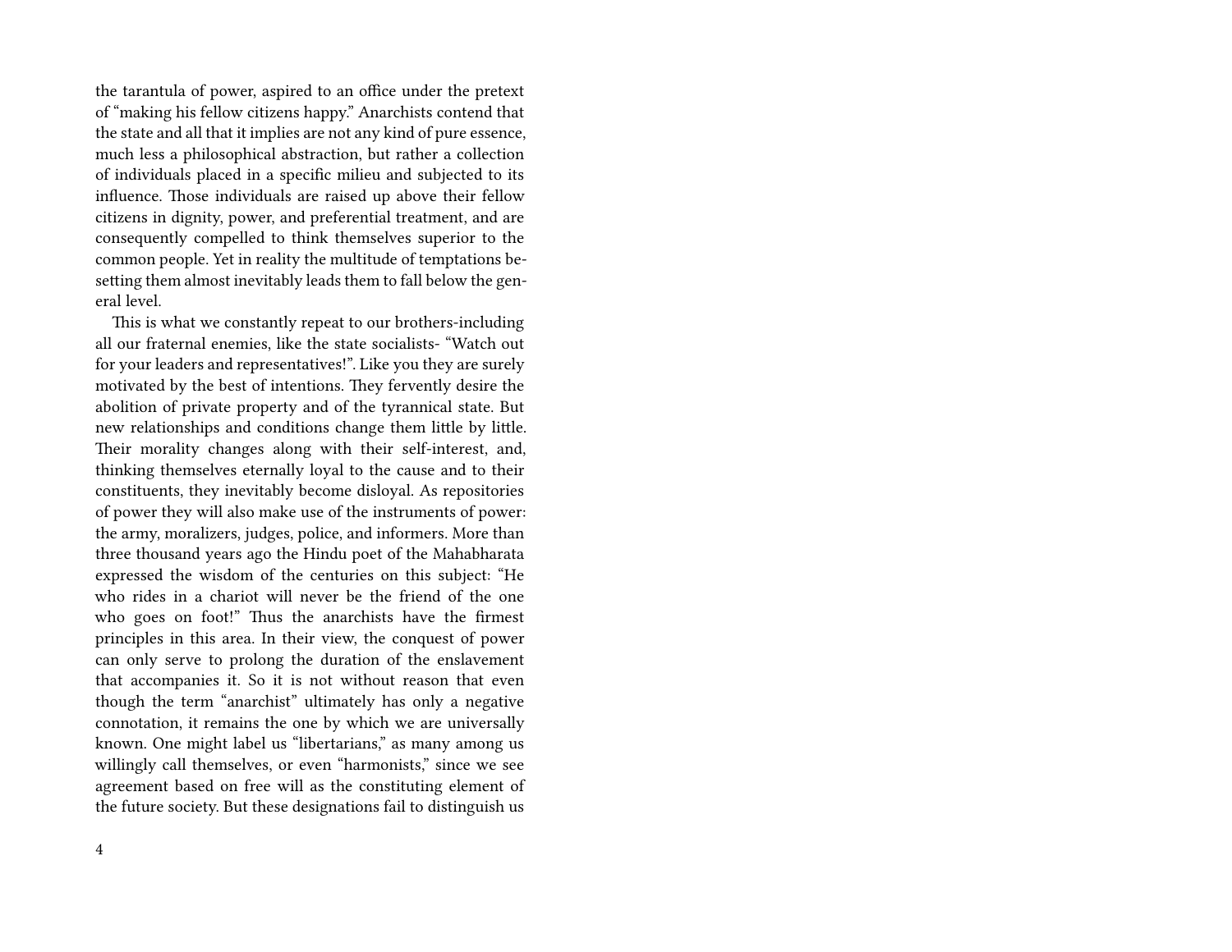the tarantula of power, aspired to an office under the pretext of "making his fellow citizens happy." Anarchists contend that the state and all that it implies are not any kind of pure essence, much less a philosophical abstraction, but rather a collection of individuals placed in a specific milieu and subjected to its influence. Those individuals are raised up above their fellow citizens in dignity, power, and preferential treatment, and are consequently compelled to think themselves superior to the common people. Yet in reality the multitude of temptations besetting them almost inevitably leads them to fall below the general level.

This is what we constantly repeat to our brothers-including all our fraternal enemies, like the state socialists- "Watch out for your leaders and representatives!". Like you they are surely motivated by the best of intentions. They fervently desire the abolition of private property and of the tyrannical state. But new relationships and conditions change them little by little. Their morality changes along with their self-interest, and, thinking themselves eternally loyal to the cause and to their constituents, they inevitably become disloyal. As repositories of power they will also make use of the instruments of power: the army, moralizers, judges, police, and informers. More than three thousand years ago the Hindu poet of the Mahabharata expressed the wisdom of the centuries on this subject: "He who rides in a chariot will never be the friend of the one who goes on foot!" Thus the anarchists have the firmest principles in this area. In their view, the conquest of power can only serve to prolong the duration of the enslavement that accompanies it. So it is not without reason that even though the term "anarchist" ultimately has only a negative connotation, it remains the one by which we are universally known. One might label us "libertarians," as many among us willingly call themselves, or even "harmonists," since we see agreement based on free will as the constituting element of the future society. But these designations fail to distinguish us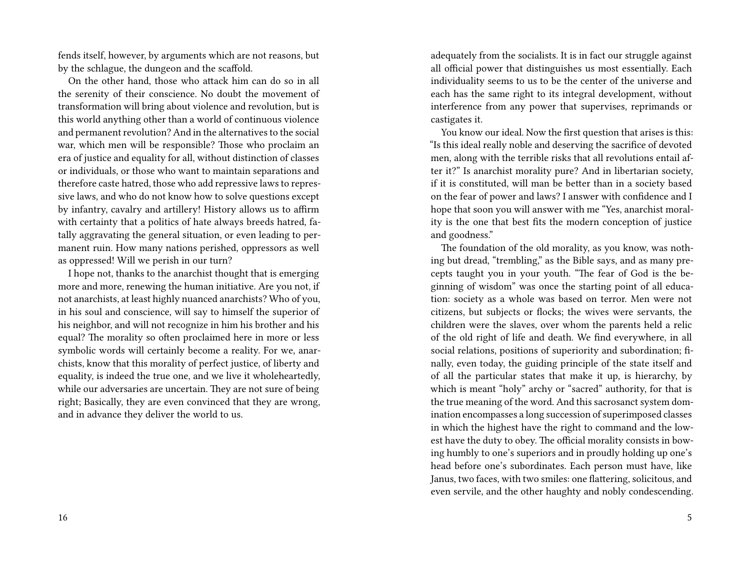fends itself, however, by arguments which are not reasons, but by the schlague, the dungeon and the scaffold.

On the other hand, those who attack him can do so in all the serenity of their conscience. No doubt the movement of transformation will bring about violence and revolution, but is this world anything other than a world of continuous violence and permanent revolution? And in the alternatives to the social war, which men will be responsible? Those who proclaim an era of justice and equality for all, without distinction of classes or individuals, or those who want to maintain separations and therefore caste hatred, those who add repressive laws to repressive laws, and who do not know how to solve questions except by infantry, cavalry and artillery! History allows us to affirm with certainty that a politics of hate always breeds hatred, fatally aggravating the general situation, or even leading to permanent ruin. How many nations perished, oppressors as well as oppressed! Will we perish in our turn?

I hope not, thanks to the anarchist thought that is emerging more and more, renewing the human initiative. Are you not, if not anarchists, at least highly nuanced anarchists? Who of you, in his soul and conscience, will say to himself the superior of his neighbor, and will not recognize in him his brother and his equal? The morality so often proclaimed here in more or less symbolic words will certainly become a reality. For we, anarchists, know that this morality of perfect justice, of liberty and equality, is indeed the true one, and we live it wholeheartedly, while our adversaries are uncertain. They are not sure of being right; Basically, they are even convinced that they are wrong, and in advance they deliver the world to us.

adequately from the socialists. It is in fact our struggle against all official power that distinguishes us most essentially. Each individuality seems to us to be the center of the universe and each has the same right to its integral development, without interference from any power that supervises, reprimands or castigates it.

You know our ideal. Now the first question that arises is this: "Is this ideal really noble and deserving the sacrifice of devoted men, along with the terrible risks that all revolutions entail after it?" Is anarchist morality pure? And in libertarian society, if it is constituted, will man be better than in a society based on the fear of power and laws? I answer with confidence and I hope that soon you will answer with me "Yes, anarchist morality is the one that best fits the modern conception of justice and goodness."

The foundation of the old morality, as you know, was nothing but dread, "trembling," as the Bible says, and as many precepts taught you in your youth. "The fear of God is the beginning of wisdom" was once the starting point of all education: society as a whole was based on terror. Men were not citizens, but subjects or flocks; the wives were servants, the children were the slaves, over whom the parents held a relic of the old right of life and death. We find everywhere, in all social relations, positions of superiority and subordination; finally, even today, the guiding principle of the state itself and of all the particular states that make it up, is hierarchy, by which is meant "holy" archy or "sacred" authority, for that is the true meaning of the word. And this sacrosanct system domination encompasses a long succession of superimposed classes in which the highest have the right to command and the lowest have the duty to obey. The official morality consists in bowing humbly to one's superiors and in proudly holding up one's head before one's subordinates. Each person must have, like Janus, two faces, with two smiles: one flattering, solicitous, and even servile, and the other haughty and nobly condescending.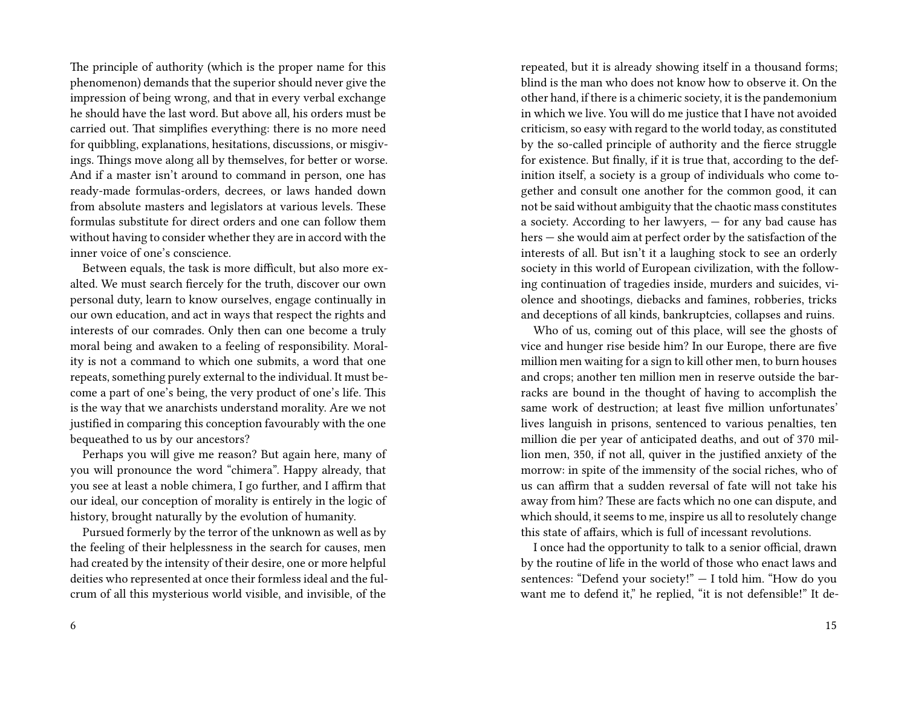The principle of authority (which is the proper name for this phenomenon) demands that the superior should never give the impression of being wrong, and that in every verbal exchange he should have the last word. But above all, his orders must be carried out. That simplifies everything: there is no more need for quibbling, explanations, hesitations, discussions, or misgivings. Things move along all by themselves, for better or worse. And if a master isn't around to command in person, one has ready-made formulas-orders, decrees, or laws handed down from absolute masters and legislators at various levels. These formulas substitute for direct orders and one can follow them without having to consider whether they are in accord with the inner voice of one's conscience.

Between equals, the task is more difficult, but also more exalted. We must search fiercely for the truth, discover our own personal duty, learn to know ourselves, engage continually in our own education, and act in ways that respect the rights and interests of our comrades. Only then can one become a truly moral being and awaken to a feeling of responsibility. Morality is not a command to which one submits, a word that one repeats, something purely external to the individual. It must become a part of one's being, the very product of one's life. This is the way that we anarchists understand morality. Are we not justified in comparing this conception favourably with the one bequeathed to us by our ancestors?

Perhaps you will give me reason? But again here, many of you will pronounce the word "chimera". Happy already, that you see at least a noble chimera, I go further, and I affirm that our ideal, our conception of morality is entirely in the logic of history, brought naturally by the evolution of humanity.

Pursued formerly by the terror of the unknown as well as by the feeling of their helplessness in the search for causes, men had created by the intensity of their desire, one or more helpful deities who represented at once their formless ideal and the fulcrum of all this mysterious world visible, and invisible, of the

repeated, but it is already showing itself in a thousand forms; blind is the man who does not know how to observe it. On the other hand, if there is a chimeric society, it is the pandemonium in which we live. You will do me justice that I have not avoided criticism, so easy with regard to the world today, as constituted by the so-called principle of authority and the fierce struggle for existence. But finally, if it is true that, according to the definition itself, a society is a group of individuals who come together and consult one another for the common good, it can not be said without ambiguity that the chaotic mass constitutes a society. According to her lawyers, — for any bad cause has hers — she would aim at perfect order by the satisfaction of the interests of all. But isn't it a laughing stock to see an orderly society in this world of European civilization, with the following continuation of tragedies inside, murders and suicides, violence and shootings, diebacks and famines, robberies, tricks and deceptions of all kinds, bankruptcies, collapses and ruins.

Who of us, coming out of this place, will see the ghosts of vice and hunger rise beside him? In our Europe, there are five million men waiting for a sign to kill other men, to burn houses and crops; another ten million men in reserve outside the barracks are bound in the thought of having to accomplish the same work of destruction; at least five million unfortunates' lives languish in prisons, sentenced to various penalties, ten million die per year of anticipated deaths, and out of 370 million men, 350, if not all, quiver in the justified anxiety of the morrow: in spite of the immensity of the social riches, who of us can affirm that a sudden reversal of fate will not take his away from him? These are facts which no one can dispute, and which should, it seems to me, inspire us all to resolutely change this state of affairs, which is full of incessant revolutions.

I once had the opportunity to talk to a senior official, drawn by the routine of life in the world of those who enact laws and sentences: "Defend your society!" — I told him. "How do you want me to defend it," he replied, "it is not defensible!" It de-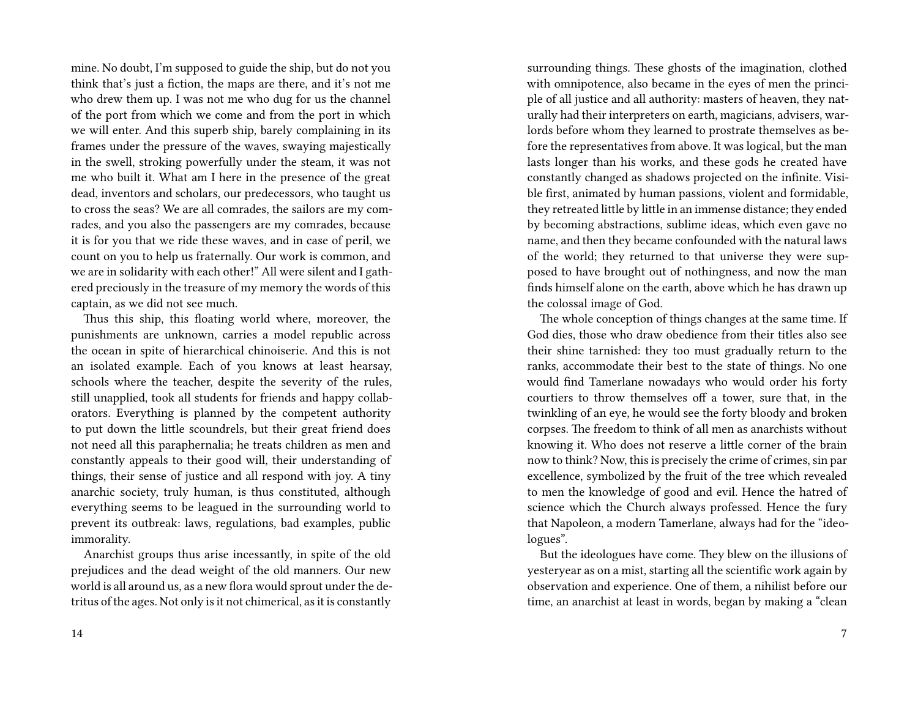mine. No doubt, I'm supposed to guide the ship, but do not you think that's just a fiction, the maps are there, and it's not me who drew them up. I was not me who dug for us the channel of the port from which we come and from the port in which we will enter. And this superb ship, barely complaining in its frames under the pressure of the waves, swaying majestically in the swell, stroking powerfully under the steam, it was not me who built it. What am I here in the presence of the great dead, inventors and scholars, our predecessors, who taught us to cross the seas? We are all comrades, the sailors are my comrades, and you also the passengers are my comrades, because it is for you that we ride these waves, and in case of peril, we count on you to help us fraternally. Our work is common, and we are in solidarity with each other!" All were silent and I gathered preciously in the treasure of my memory the words of this captain, as we did not see much.

Thus this ship, this floating world where, moreover, the punishments are unknown, carries a model republic across the ocean in spite of hierarchical chinoiserie. And this is not an isolated example. Each of you knows at least hearsay, schools where the teacher, despite the severity of the rules, still unapplied, took all students for friends and happy collaborators. Everything is planned by the competent authority to put down the little scoundrels, but their great friend does not need all this paraphernalia; he treats children as men and constantly appeals to their good will, their understanding of things, their sense of justice and all respond with joy. A tiny anarchic society, truly human, is thus constituted, although everything seems to be leagued in the surrounding world to prevent its outbreak: laws, regulations, bad examples, public immorality.

Anarchist groups thus arise incessantly, in spite of the old prejudices and the dead weight of the old manners. Our new world is all around us, as a new flora would sprout under the detritus of the ages. Not only is it not chimerical, as it is constantly

surrounding things. These ghosts of the imagination, clothed with omnipotence, also became in the eyes of men the principle of all justice and all authority: masters of heaven, they naturally had their interpreters on earth, magicians, advisers, warlords before whom they learned to prostrate themselves as before the representatives from above. It was logical, but the man lasts longer than his works, and these gods he created have constantly changed as shadows projected on the infinite. Visible first, animated by human passions, violent and formidable, they retreated little by little in an immense distance; they ended by becoming abstractions, sublime ideas, which even gave no name, and then they became confounded with the natural laws of the world; they returned to that universe they were supposed to have brought out of nothingness, and now the man finds himself alone on the earth, above which he has drawn up the colossal image of God.

The whole conception of things changes at the same time. If God dies, those who draw obedience from their titles also see their shine tarnished: they too must gradually return to the ranks, accommodate their best to the state of things. No one would find Tamerlane nowadays who would order his forty courtiers to throw themselves off a tower, sure that, in the twinkling of an eye, he would see the forty bloody and broken corpses. The freedom to think of all men as anarchists without knowing it. Who does not reserve a little corner of the brain now to think? Now, this is precisely the crime of crimes, sin par excellence, symbolized by the fruit of the tree which revealed to men the knowledge of good and evil. Hence the hatred of science which the Church always professed. Hence the fury that Napoleon, a modern Tamerlane, always had for the "ideologues".

But the ideologues have come. They blew on the illusions of yesteryear as on a mist, starting all the scientific work again by observation and experience. One of them, a nihilist before our time, an anarchist at least in words, began by making a "clean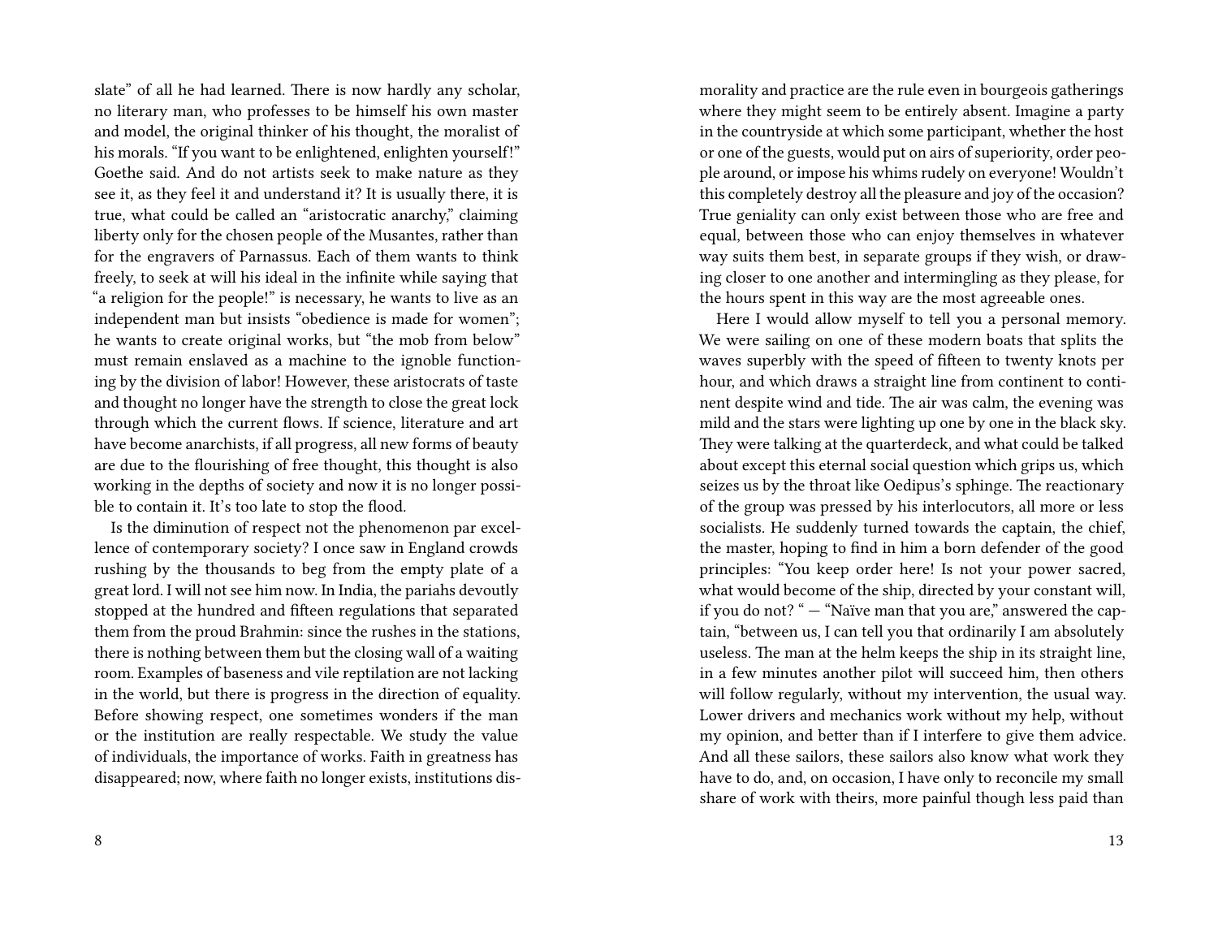slate" of all he had learned. There is now hardly any scholar, no literary man, who professes to be himself his own master and model, the original thinker of his thought, the moralist of his morals. "If you want to be enlightened, enlighten yourself!" Goethe said. And do not artists seek to make nature as they see it, as they feel it and understand it? It is usually there, it is true, what could be called an "aristocratic anarchy," claiming liberty only for the chosen people of the Musantes, rather than for the engravers of Parnassus. Each of them wants to think freely, to seek at will his ideal in the infinite while saying that "a religion for the people!" is necessary, he wants to live as an independent man but insists "obedience is made for women"; he wants to create original works, but "the mob from below" must remain enslaved as a machine to the ignoble functioning by the division of labor! However, these aristocrats of taste and thought no longer have the strength to close the great lock through which the current flows. If science, literature and art have become anarchists, if all progress, all new forms of beauty are due to the flourishing of free thought, this thought is also working in the depths of society and now it is no longer possible to contain it. It's too late to stop the flood.

Is the diminution of respect not the phenomenon par excellence of contemporary society? I once saw in England crowds rushing by the thousands to beg from the empty plate of a great lord. I will not see him now. In India, the pariahs devoutly stopped at the hundred and fifteen regulations that separated them from the proud Brahmin: since the rushes in the stations, there is nothing between them but the closing wall of a waiting room. Examples of baseness and vile reptilation are not lacking in the world, but there is progress in the direction of equality. Before showing respect, one sometimes wonders if the man or the institution are really respectable. We study the value of individuals, the importance of works. Faith in greatness has disappeared; now, where faith no longer exists, institutions dis-

morality and practice are the rule even in bourgeois gatherings where they might seem to be entirely absent. Imagine a party in the countryside at which some participant, whether the host or one of the guests, would put on airs of superiority, order people around, or impose his whims rudely on everyone! Wouldn't this completely destroy all the pleasure and joy of the occasion? True geniality can only exist between those who are free and equal, between those who can enjoy themselves in whatever way suits them best, in separate groups if they wish, or drawing closer to one another and intermingling as they please, for the hours spent in this way are the most agreeable ones.

Here I would allow myself to tell you a personal memory. We were sailing on one of these modern boats that splits the waves superbly with the speed of fifteen to twenty knots per hour, and which draws a straight line from continent to continent despite wind and tide. The air was calm, the evening was mild and the stars were lighting up one by one in the black sky. They were talking at the quarterdeck, and what could be talked about except this eternal social question which grips us, which seizes us by the throat like Oedipus's sphinge. The reactionary of the group was pressed by his interlocutors, all more or less socialists. He suddenly turned towards the captain, the chief, the master, hoping to find in him a born defender of the good principles: "You keep order here! Is not your power sacred, what would become of the ship, directed by your constant will, if you do not? " — "Naïve man that you are," answered the captain, "between us, I can tell you that ordinarily I am absolutely useless. The man at the helm keeps the ship in its straight line, in a few minutes another pilot will succeed him, then others will follow regularly, without my intervention, the usual way. Lower drivers and mechanics work without my help, without my opinion, and better than if I interfere to give them advice. And all these sailors, these sailors also know what work they have to do, and, on occasion, I have only to reconcile my small share of work with theirs, more painful though less paid than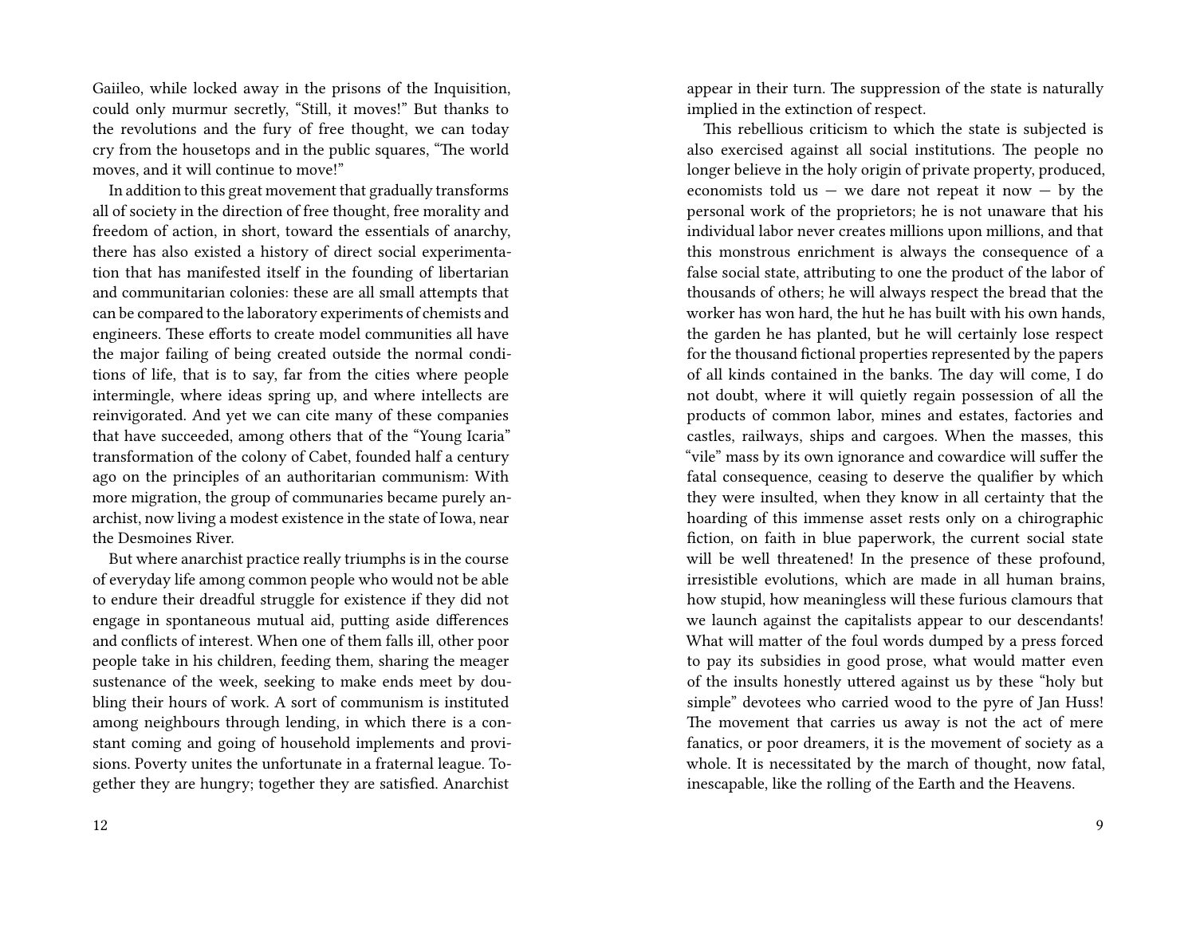Gaiileo, while locked away in the prisons of the Inquisition, could only murmur secretly, "Still, it moves!" But thanks to the revolutions and the fury of free thought, we can today cry from the housetops and in the public squares, "The world moves, and it will continue to move!"

In addition to this great movement that gradually transforms all of society in the direction of free thought, free morality and freedom of action, in short, toward the essentials of anarchy, there has also existed a history of direct social experimentation that has manifested itself in the founding of libertarian and communitarian colonies: these are all small attempts that can be compared to the laboratory experiments of chemists and engineers. These efforts to create model communities all have the major failing of being created outside the normal conditions of life, that is to say, far from the cities where people intermingle, where ideas spring up, and where intellects are reinvigorated. And yet we can cite many of these companies that have succeeded, among others that of the "Young Icaria" transformation of the colony of Cabet, founded half a century ago on the principles of an authoritarian communism: With more migration, the group of communaries became purely anarchist, now living a modest existence in the state of Iowa, near the Desmoines River.

But where anarchist practice really triumphs is in the course of everyday life among common people who would not be able to endure their dreadful struggle for existence if they did not engage in spontaneous mutual aid, putting aside differences and conflicts of interest. When one of them falls ill, other poor people take in his children, feeding them, sharing the meager sustenance of the week, seeking to make ends meet by doubling their hours of work. A sort of communism is instituted among neighbours through lending, in which there is a constant coming and going of household implements and provisions. Poverty unites the unfortunate in a fraternal league. Together they are hungry; together they are satisfied. Anarchist

appear in their turn. The suppression of the state is naturally implied in the extinction of respect.

This rebellious criticism to which the state is subjected is also exercised against all social institutions. The people no longer believe in the holy origin of private property, produced, economists tell us — we dare not repeat it now — by the personal work of the proprietors; he is not unaware that his individual labor never creates millions upon millions, and that this monstrous enrichment is always the consequence of a false social state, attributing to one the product of the labor of thousands of others; he will always respect the bread that the worker has won hard, the hut he has built with his own hands, the garden he has planted, but he will certainly lose respect for the thousand fictional properties represented by the papers of all kinds contained in the banks. The day will come, I do not doubt, where it will quietly regain possession of all the products of common labor, mines and estates, factories and castles, railways, ships and cargoes. When the masses, this "vile" mass by its own ignorance and cowardice will suffer the fatal consequence, ceasing to deserve the qualifier by which they were insulted, when they know in all certainty that the hoarding of this immense asset rests only on a chirographic fiction, on faith in blue paperwork, the current social state will be well threatened! In the presence of these profound, irresistible evolutions, which are made in all human brains, how stupid, how meaningless will these furious clamours that we launch against the capitalists appear to our descendants! What will matter of the foul words dumped by a press forced to pay its subsidies in good prose, what would matter even of the insults honestly uttered against us by these "holy but simple" devotees who carried wood to the pyre of Jan Huss! The movement that carries us away is not the act of mere fanatics, or poor dreamers, it is the movement of society as a whole. It is necessitated by the march of thought, now fatal, inescapable, like the rolling of the Earth and the Heavens.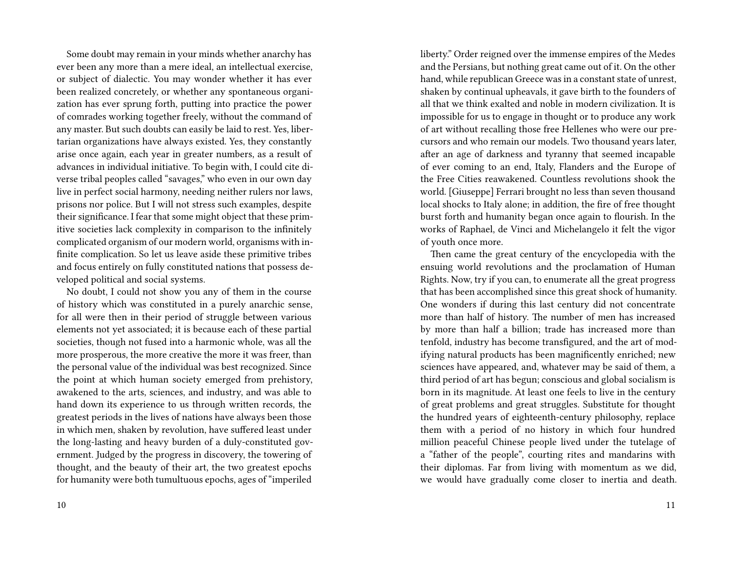Some doubt may remain in your minds whether anarchy has ever been any more than a mere ideal, an intellectual exercise, or subject of dialectic. You may wonder whether it has ever been realized concretely, or whether any spontaneous organization has ever sprung forth, putting into practice the power of comrades working together freely, without the command of any master. But such doubts can easily be laid to rest. Yes, libertarian organizations have always existed. Yes, they constantly arise once again, each year in greater numbers, as a result of advances in individual initiative. To begin with, I could cite diverse tribal peoples called "savages," who even in our own day live in perfect social harmony, needing neither rulers nor laws, prisons nor police. But I will not stress such examples, despite their significance. I fear that some might object that these primitive societies lack complexity in comparison to the infinitely complicated organism of our modern world, organisms with infinite complication. So let us leave aside these primitive tribes and focus entirely on fully constituted nations that possess developed political and social systems.

No doubt, I could not show you any of them in the course of history which was constituted in a purely anarchic sense, for all were then in their period of struggle between various elements not yet associated; it is because each of these partial societies, though not fused into a harmonic whole, was all the more prosperous, the more creative the more it was freer, than the personal value of the individual was best recognized. Since the point at which human society emerged from prehistory, awakened to the arts, sciences, and industry, and was able to hand down its experience to us through written records, the greatest periods in the lives of nations have always been those in which men, shaken by revolution, have suffered least under the long-lasting and heavy burden of a duly-constituted government. Judged by the progress in discovery, the towering of thought, and the beauty of their art, the two greatest epochs for humanity were both tumultuous epochs, ages of "imperiled liberty." Order reigned over the immense empires of the Medes and the Persians, but nothing great came out of it. On the other hand, while republican Greece was in a constant state of unrest, shaken by continual upheavals, it gave birth to the founders of all that we think exalted and noble in modern civilization. It is impossible for us to engage in thought or to produce any work of art without recalling those free Hellenes who were our precursors and who remain our models. Two thousand years later, after an age of darkness and tyranny that seemed incapable of ever coming to an end, Italy, Flanders and the Europe of the Free Cities reawakened. Countless revolutions shook the world. [Giuseppe] Ferrari brought no less than seven thousand local shocks to Italy alone; in addition, the fire of free thought burst forth and humanity began once again to flourish. In the works of Raphael, de Vinci and Michelangelo it felt the vigor of youth once more.

Then came the great century of the encyclopedia with the ensuing world revolutions and the proclamation of Human Rights. Now, try if you can, to enumerate all the great progress that has been accomplished since this great shock of humanity. One wonders if during this last century did not concentrate more than half of history. The number of men has increased by more than half a billion; trade has increased more than tenfold, industry has become transfigured, and the art of modifying natural products has been magnificently enriched; new sciences have appeared, and, whatever may be said of them, a third period of art has begun; conscious and global socialism is born in its magnitude. At least one feels to live in the century of great problems and great struggles. Substitute for thought the hundred years of eighteenth-century philosophy, replace them with a period of no history in which four hundred million peaceful Chinese people lived under the tutelage of a "father of the people", courting rites and mandarins with their diplomas. Far from living with momentum as we did, we would have gradually come closer to inertia and death.